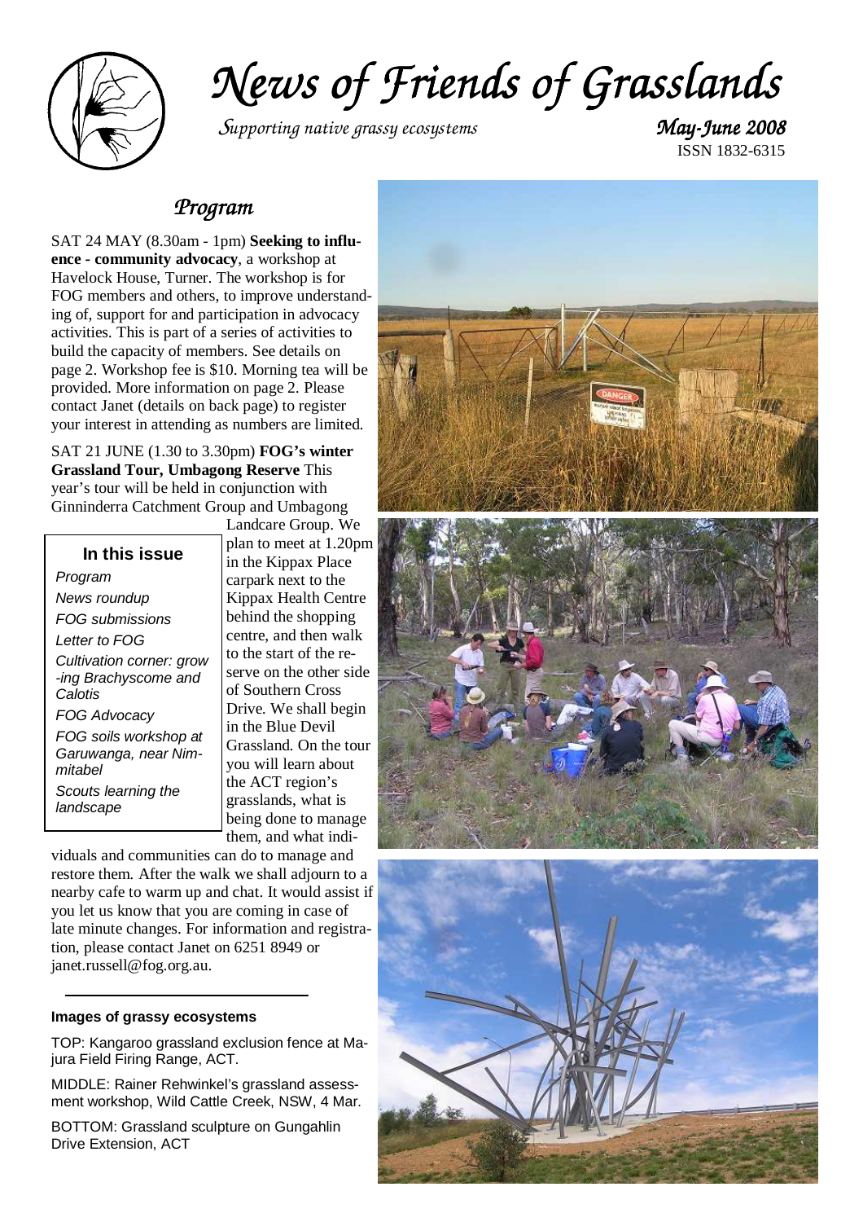# News of Friends of Grasslands

*Supporting native grassy ecosystems*

***May-June 2008***

ISSN 1832-6315

## Program

SAT 24 MAY (8.30am - 1pm) **Seeking to influence - community advocacy**, a workshop at Havelock House, Turner. The workshop is for FOG members and others, to improve understanding of, support for and participation in advocacy activities. This is part of a series of activities to build the capacity of members. See details on page 2. Workshop fee is $10. Morning tea will be provided. More information on page 2. Please contact Janet (details on back page) to register your interest in attending as numbers are limited.

SAT 21 JUNE (1.30 to 3.30pm) **FOG's winter Grassland Tour, Umbagong Reserve** This year's tour will be held in conjunction with Ginninderra Catchment Group and Umbagong Landcare Group. We plan to meet at 1.20pm in the Kippax Place carpark next to the Kippax Health Centre behind the shopping centre, and then walk to the start of the reserve on the other side of Southern Cross Drive. We shall begin in the Blue Devil Grassland. On the tour you will learn about the ACT region's grasslands, what is being done to manage them, and what individuals and communities can do to manage and restore them. After the walk we shall adjourn to a nearby cafe to warm up and chat. It would assist if you let us know that you are coming in case of late minute changes. For information and registration, please contact Janet on 6251 8949 or janet.russell@fog.org.au.

**In this issue**

- *Program*
- *News roundup*
- *FOG submissions*
- *Letter to FOG*
- *Cultivation corner: growing Brachyscome and Calotis*
- *FOG Advocacy*
- *FOG soils workshop at Garuwanga, near Nimmitabel*
- *Scouts learning the landscape*

**Images of grassy ecosystems**

TOP: Kangaroo grassland exclusion fence at Majura Field Firing Range, ACT.

MIDDLE: Rainer Rehwinkel's grassland assessment workshop, Wild Cattle Creek, NSW, 4 Mar.

BOTTOM: Grassland sculpture on Gungahlin Drive Extension, ACT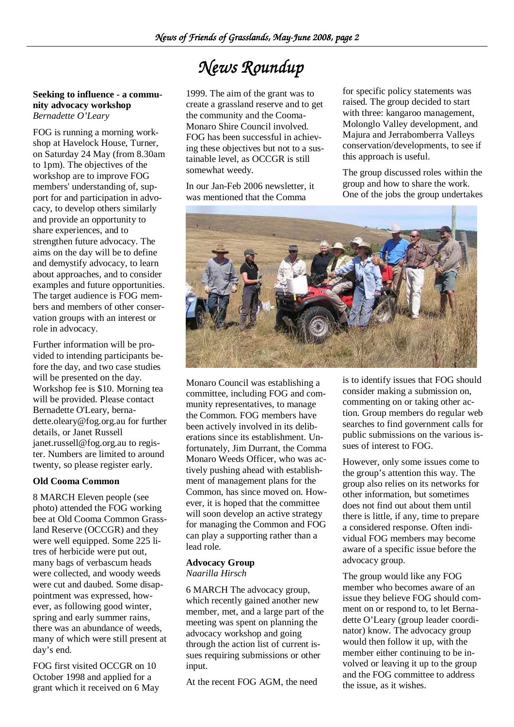# News Roundup

**Seeking to influence - a community advocacy workshop**
*Bernadette O'Leary*

FOG is running a morning workshop at Havelock House, Turner, on Saturday 24 May (from 8.30am to 1pm). The objectives of the workshop are to improve FOG members' understanding of, support for and participation in advocacy, to develop others similarly and provide an opportunity to share experiences, and to strengthen future advocacy. The aims on the day will be to define and demystify advocacy, to learn about approaches, and to consider examples and future opportunities. The target audience is FOG members and members of other conservation groups with an interest or role in advocacy.

Further information will be provided to intending participants before the day, and two case studies will be presented on the day. Workshop fee is $10. Morning tea will be provided. Please contact Bernadette O'Leary, bernadette.oleary@fog.org.au for further details, or Janet Russell janet.russell@fog.org.au to register. Numbers are limited to around twenty, so please register early.

**Old Cooma Common**

8 MARCH Eleven people (see photo) attended the FOG working bee at Old Cooma Common Grassland Reserve (OCCGR) and they were well equipped. Some 225 litres of herbicide were put out, many bags of verbascum heads were collected, and woody weeds were cut and daubed. Some disappointment was expressed, however, as following good winter, spring and early summer rains, there was an abundance of weeds, many of which were still present at day's end.

FOG first visited OCCGR on 10 October 1998 and applied for a grant which it received on 6 May 1999. The aim of the grant was to create a grassland reserve and to get the community and the Cooma-Monaro Shire Council involved. FOG has been successful in achieving these objectives but not to a sustainable level, as OCCGR is still somewhat weedy.

In our Jan-Feb 2006 newsletter, it was mentioned that the Comma Monaro Council was establishing a committee, including FOG and community representatives, to manage the Common. FOG members have been actively involved in its deliberations since its establishment. Unfortunately, Jim Durrant, the Comma Monaro Weeds Officer, who was actively pushing ahead with establishment of management plans for the Common, has since moved on. However, it is hoped that the committee will soon develop an active strategy for managing the Common and FOG can play a supporting rather than a lead role.

**Advocacy Group**
*Naarilla Hirsch*

6 MARCH The advocacy group, which recently gained another new member, met, and a large part of the meeting was spent on planning the advocacy workshop and going through the action list of current issues requiring submissions or other input.

At the recent FOG AGM, the need for specific policy statements was raised. The group decided to start with three: kangaroo management, Molonglo Valley development, and Majura and Jerrabomberra Valleys conservation/developments, to see if this approach is useful.

The group discussed roles within the group and how to share the work. One of the jobs the group undertakes is to identify issues that FOG should consider making a submission on, commenting on or taking other action. Group members do regular web searches to find government calls for public submissions on the various issues of interest to FOG.

However, only some issues come to the group's attention this way. The group also relies on its networks for other information, but sometimes does not find out about them until there is little, if any, time to prepare a considered response. Often individual FOG members may become aware of a specific issue before the advocacy group.

The group would like any FOG member who becomes aware of an issue they believe FOG should comment on or respond to, to let Bernadette O'Leary (group leader coordinator) know. The advocacy group would then follow it up, with the member either continuing to be involved or leaving it up to the group and the FOG committee to address the issue, as it wishes.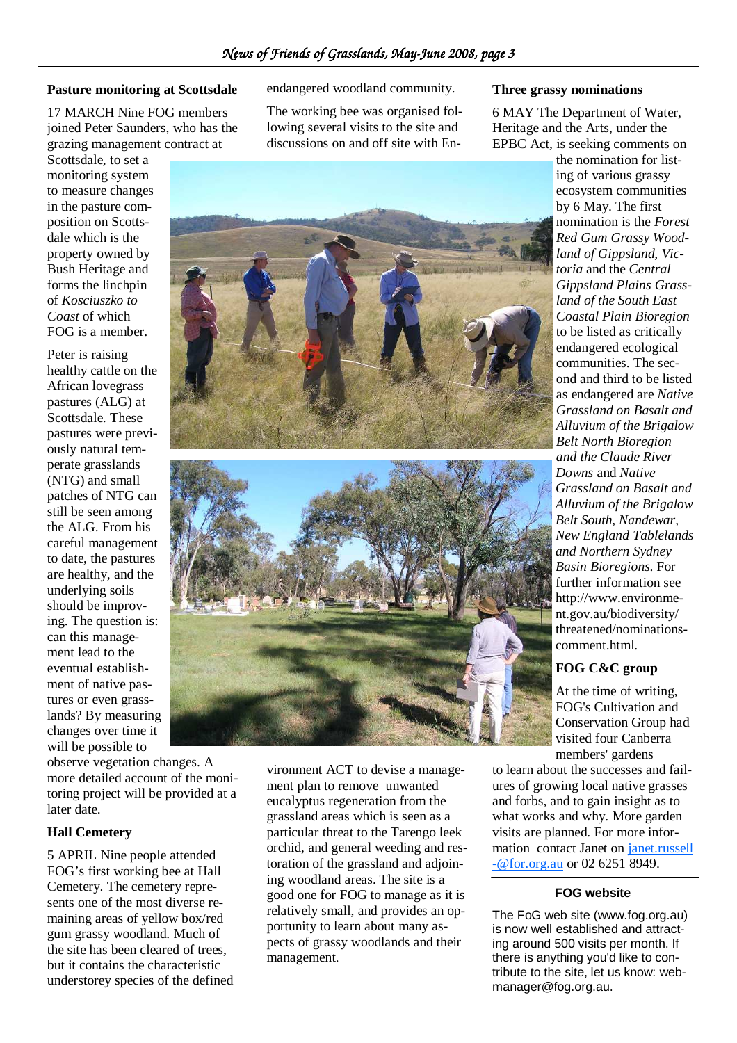## Pasture monitoring at Scottsdale

17 MARCH Nine FOG members joined Peter Saunders, who has the grazing management contract at Scottsdale, to set a monitoring system to measure changes in the pasture composition on Scottsdale which is the property owned by Bush Heritage and forms the linchpin of *Kosciuszko to Coast* of which FOG is a member.

Peter is raising healthy cattle on the African lovegrass pastures (ALG) at Scottsdale. These pastures were previously natural temperate grasslands (NTG) and small patches of NTG can still be seen among the ALG. From his careful management to date, the pastures are healthy, and the underlying soils should be improving. The question is: can this management lead to the eventual establishment of native pastures or even grasslands? By measuring changes over time it will be possible to observe vegetation changes. A more detailed account of the monitoring project will be provided at a later date.

## Hall Cemetery

5 APRIL Nine people attended FOG's first working bee at Hall Cemetery. The cemetery represents one of the most diverse remaining areas of yellow box/red gum grassy woodland. Much of the site has been cleared of trees, but it contains the characteristic understorey species of the defined endangered woodland community.

The working bee was organised following several visits to the site and discussions on and off site with Environment ACT to devise a management plan to remove unwanted eucalyptus regeneration from the grassland areas which is seen as a particular threat to the Tarengo leek orchid, and general weeding and restoration of the grassland and adjoining woodland areas. The site is a good one for FOG to manage as it is relatively small, and provides an opportunity to learn about many aspects of grassy woodlands and their management.

## Three grassy nominations

6 MAY The Department of Water, Heritage and the Arts, under the EPBC Act, is seeking comments on the nomination for listing of various grassy ecosystem communities by 6 May. The first nomination is the *Forest Red Gum Grassy Woodland of Gippsland, Victoria* and the *Central Gippsland Plains Grassland of the South East Coastal Plain Bioregion* to be listed as critically endangered ecological communities. The second and third to be listed as endangered are *Native Grassland on Basalt and Alluvium of the Brigalow Belt North Bioregion and the Claude River Downs* and *Native Grassland on Basalt and Alluvium of the Brigalow Belt South, Nandewar, New England Tablelands and Northern Sydney Basin Bioregions*. For further information see http://www.environment.gov.au/biodiversity/threatened/nominations-comment.html.

## FOG C&C group

At the time of writing, FOG's Cultivation and Conservation Group had visited four Canberra members' gardens to learn about the successes and failures of growing local native grasses and forbs, and to gain insight as to what works and why. More garden visits are planned. For more information contact Janet on janet.russell-@for.org.au or 02 6251 8949.

## FOG website

The FoG web site (www.fog.org.au) is now well established and attracting around 500 visits per month. If there is anything you'd like to contribute to the site, let us know: webmanager@fog.org.au.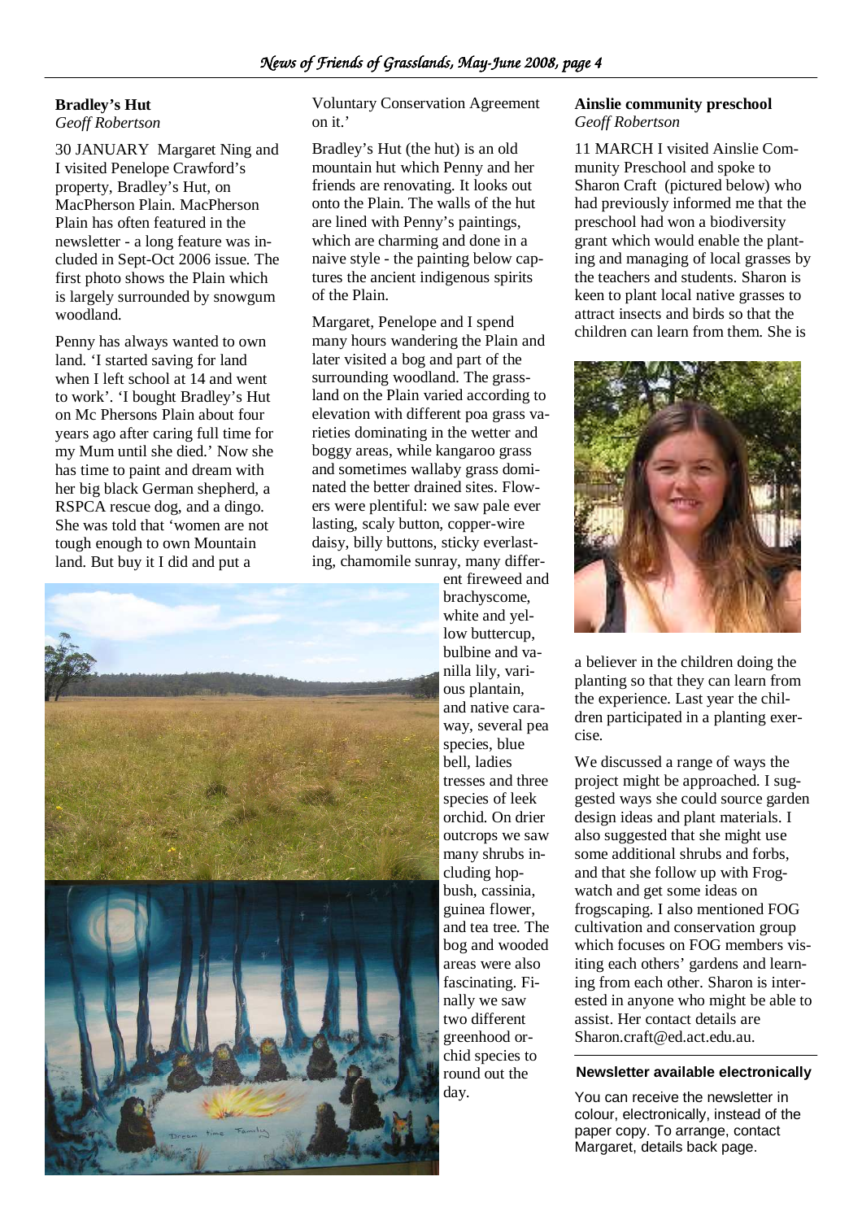## Bradley's Hut

*Geoff Robertson*

30 JANUARY Margaret Ning and I visited Penelope Crawford's property, Bradley's Hut, on MacPherson Plain. MacPherson Plain has often featured in the newsletter - a long feature was included in Sept-Oct 2006 issue. The first photo shows the Plain which is largely surrounded by snowgum woodland.

Penny has always wanted to own land. 'I started saving for land when I left school at 14 and went to work'. 'I bought Bradley's Hut on Mc Phersons Plain about four years ago after caring full time for my Mum until she died.' Now she has time to paint and dream with her big black German shepherd, a RSPCA rescue dog, and a dingo. She was told that 'women are not tough enough to own Mountain land. But buy it I did and put a Voluntary Conservation Agreement on it.'

Bradley's Hut (the hut) is an old mountain hut which Penny and her friends are renovating. It looks out onto the Plain. The walls of the hut are lined with Penny's paintings, which are charming and done in a naive style - the painting below captures the ancient indigenous spirits of the Plain.

Margaret, Penelope and I spend many hours wandering the Plain and later visited a bog and part of the surrounding woodland. The grassland on the Plain varied according to elevation with different poa grass varieties dominating in the wetter and boggy areas, while kangaroo grass and sometimes wallaby grass dominated the better drained sites. Flowers were plentiful: we saw pale ever lasting, scaly button, copper-wire daisy, billy buttons, sticky everlasting, chamomile sunray, many different fireweed and brachyscome, white and yellow buttercup, bulbine and vanilla lily, various plantain, and native caraway, several pea species, blue bell, ladies tresses and three species of leek orchid. On drier outcrops we saw many shrubs including hop-bush, cassinia, guinea flower, and tea tree. The bog and wooded areas were also fascinating. Finally we saw two different greenhood orchid species to round out the day.

## Ainslie community preschool

*Geoff Robertson*

11 MARCH I visited Ainslie Community Preschool and spoke to Sharon Craft (pictured below) who had previously informed me that the preschool had won a biodiversity grant which would enable the planting and managing of local grasses by the teachers and students. Sharon is keen to plant local native grasses to attract insects and birds so that the children can learn from them. She is a believer in the children doing the planting so that they can learn from the experience. Last year the children participated in a planting exercise.

We discussed a range of ways the project might be approached. I suggested ways she could source garden design ideas and plant materials. I also suggested that she might use some additional shrubs and forbs, and that she follow up with Frogwatch and get some ideas on frogscaping. I also mentioned FOG cultivation and conservation group which focuses on FOG members visiting each others' gardens and learning from each other. Sharon is interested in anyone who might be able to assist. Her contact details are Sharon.craft@ed.act.edu.au.

### Newsletter available electronically

You can receive the newsletter in colour, electronically, instead of the paper copy. To arrange, contact Margaret, details back page.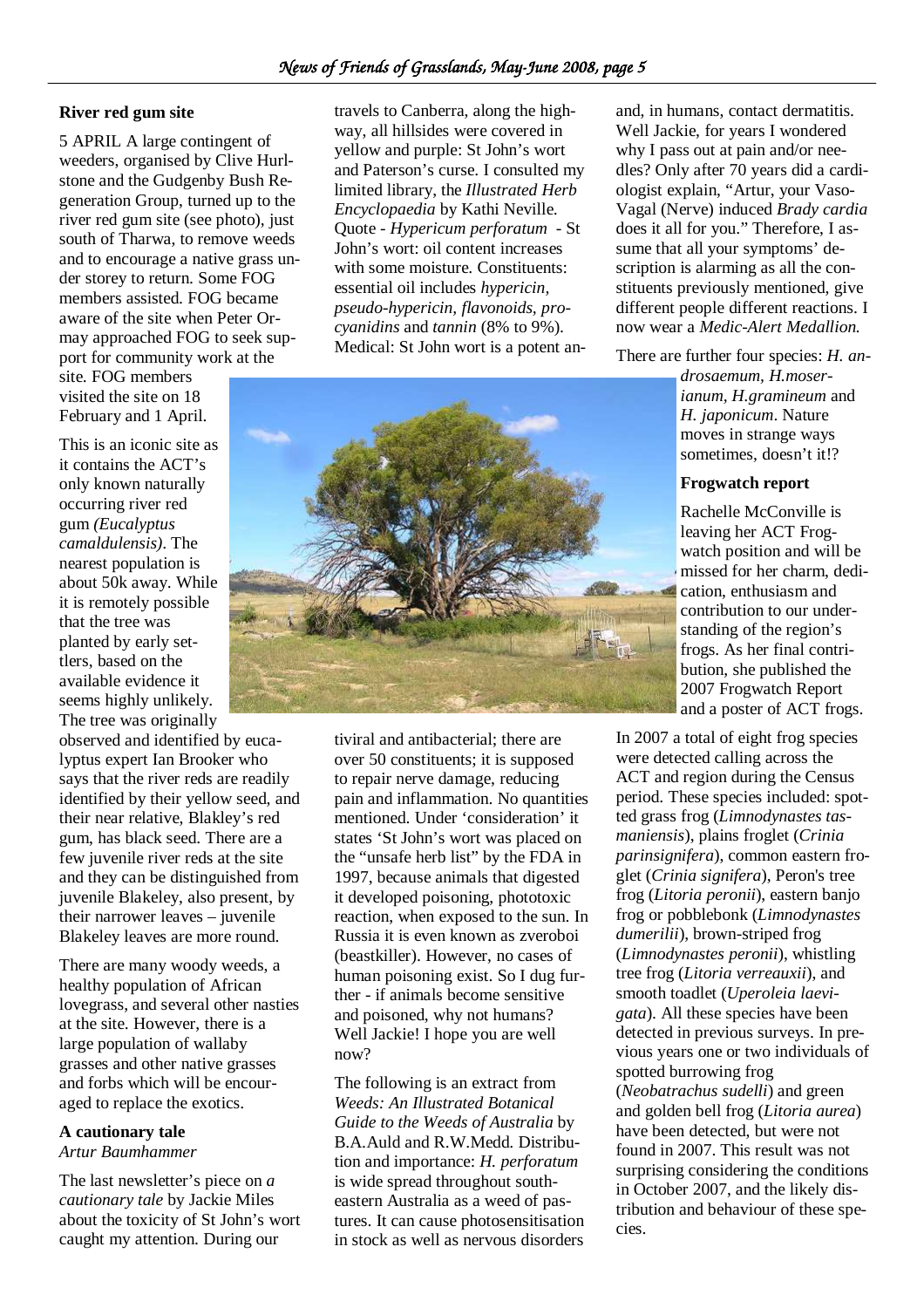## River red gum site

5 APRIL A large contingent of weeders, organised by Clive Hurlstone and the Gudgenby Bush Regeneration Group, turned up to the river red gum site (see photo), just south of Tharwa, to remove weeds and to encourage a native grass under storey to return. Some FOG members assisted. FOG became aware of the site when Peter Ormay approached FOG to seek support for community work at the site. FOG members visited the site on 18 February and 1 April.

This is an iconic site as it contains the ACT's only known naturally occurring river red gum *(Eucalyptus camaldulensis)*. The nearest population is about 50k away. While it is remotely possible that the tree was planted by early settlers, based on the available evidence it seems highly unlikely. The tree was originally observed and identified by eucalyptus expert Ian Brooker who says that the river reds are readily identified by their yellow seed, and their near relative, Blakley's red gum, has black seed. There are a few juvenile river reds at the site and they can be distinguished from juvenile Blakeley, also present, by their narrower leaves – juvenile Blakeley leaves are more round.

There are many woody weeds, a healthy population of African lovegrass, and several other nasties at the site. However, there is a large population of wallaby grasses and other native grasses and forbs which will be encouraged to replace the exotics.

## A cautionary tale

*Artur Baumhammer*

The last newsletter's piece on *a cautionary tale* by Jackie Miles about the toxicity of St John's wort caught my attention. During our travels to Canberra, along the highway, all hillsides were covered in yellow and purple: St John's wort and Paterson's curse. I consulted my limited library, the *Illustrated Herb Encyclopaedia* by Kathi Neville. Quote - *Hypericum perforatum* - St John's wort: oil content increases with some moisture. Constituents: essential oil includes *hypericin, pseudo-hypericin, flavonoids, procyanidins* and *tannin* (8% to 9%). Medical: St John wort is a potent antiviral and antibacterial; there are over 50 constituents; it is supposed to repair nerve damage, reducing pain and inflammation. No quantities mentioned. Under 'consideration' it states 'St John's wort was placed on the "unsafe herb list" by the FDA in 1997, because animals that digested it developed poisoning, phototoxic reaction, when exposed to the sun. In Russia it is even known as zveroboi (beastkiller). However, no cases of human poisoning exist. So I dug further - if animals become sensitive and poisoned, why not humans? Well Jackie! I hope you are well now?

The following is an extract from *Weeds: An Illustrated Botanical Guide to the Weeds of Australia* by B.A.Auld and R.W.Medd. Distribution and importance: *H. perforatum* is wide spread throughout south-eastern Australia as a weed of pastures. It can cause photosensitisation in stock as well as nervous disorders and, in humans, contact dermatitis. Well Jackie, for years I wondered why I pass out at pain and/or needles? Only after 70 years did a cardiologist explain, "Artur, your Vaso-Vagal (Nerve) induced *Brady cardia* does it all for you." Therefore, I assume that all your symptoms' description is alarming as all the constituents previously mentioned, give different people different reactions. I now wear a *Medic-Alert Medallion.*

There are further four species: *H. androsaemum, H.moserianum, H.gramineum* and *H. japonicum*. Nature moves in strange ways sometimes, doesn't it!?

## Frogwatch report

Rachelle McConville is leaving her ACT Frogwatch position and will be missed for her charm, dedication, enthusiasm and contribution to our understanding of the region's frogs. As her final contribution, she published the 2007 Frogwatch Report and a poster of ACT frogs.

In 2007 a total of eight frog species were detected calling across the ACT and region during the Census period. These species included: spotted grass frog (*Limnodynastes tasmaniensis*), plains froglet (*Crinia parinsignifera*), common eastern froglet (*Crinia signifera*), Peron's tree frog (*Litoria peronii*), eastern banjo frog or pobblebonk (*Limnodynastes dumerilii*), brown-striped frog (*Limnodynastes peronii*), whistling tree frog (*Litoria verreauxii*), and smooth toadlet (*Uperoleia laevigata*). All these species have been detected in previous surveys. In previous years one or two individuals of spotted burrowing frog (*Neobatrachus sudelli*) and green and golden bell frog (*Litoria aurea*) have been detected, but were not found in 2007. This result was not surprising considering the conditions in October 2007, and the likely distribution and behaviour of these species.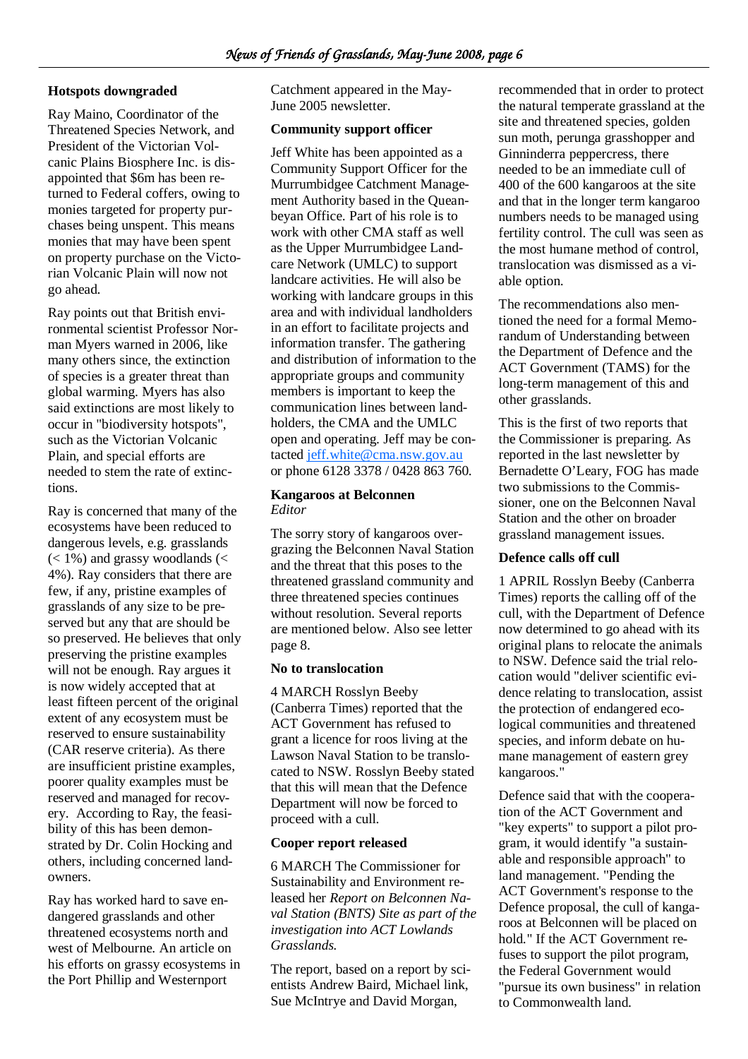### Hotspots downgraded

Ray Maino, Coordinator of the Threatened Species Network, and President of the Victorian Volcanic Plains Biosphere Inc. is disappointed that $6m has been returned to Federal coffers, owing to monies targeted for property purchases being unspent. This means monies that may have been spent on property purchase on the Victorian Volcanic Plain will now not go ahead.

Ray points out that British environmental scientist Professor Norman Myers warned in 2006, like many others since, the extinction of species is a greater threat than global warming. Myers has also said extinctions are most likely to occur in "biodiversity hotspots", such as the Victorian Volcanic Plain, and special efforts are needed to stem the rate of extinctions.

Ray is concerned that many of the ecosystems have been reduced to dangerous levels, e.g. grasslands (< 1%) and grassy woodlands (< 4%). Ray considers that there are few, if any, pristine examples of grasslands of any size to be preserved but any that are should be so preserved. He believes that only preserving the pristine examples will not be enough. Ray argues it is now widely accepted that at least fifteen percent of the original extent of any ecosystem must be reserved to ensure sustainability (CAR reserve criteria). As there are insufficient pristine examples, poorer quality examples must be reserved and managed for recovery. According to Ray, the feasibility of this has been demonstrated by Dr. Colin Hocking and others, including concerned landowners.

Ray has worked hard to save endangered grasslands and other threatened ecosystems north and west of Melbourne. An article on his efforts on grassy ecosystems in the Port Phillip and Westernport Catchment appeared in the May-June 2005 newsletter.

### Community support officer

Jeff White has been appointed as a Community Support Officer for the Murrumbidgee Catchment Management Authority based in the Queanbeyan Office. Part of his role is to work with other CMA staff as well as the Upper Murrumbidgee Landcare Network (UMLC) to support landcare activities. He will also be working with landcare groups in this area and with individual landholders in an effort to facilitate projects and information transfer. The gathering and distribution of information to the appropriate groups and community members is important to keep the communication lines between landholders, the CMA and the UMLC open and operating. Jeff may be contacted jeff.white@cma.nsw.gov.au or phone 6128 3378 / 0428 863 760.

### Kangaroos at Belconnen

*Editor*

The sorry story of kangaroos overgrazing the Belconnen Naval Station and the threat that this poses to the threatened grassland community and three threatened species continues without resolution. Several reports are mentioned below. Also see letter page 8.

### No to translocation

4 MARCH Rosslyn Beeby (Canberra Times) reported that the ACT Government has refused to grant a licence for roos living at the Lawson Naval Station to be translocated to NSW. Rosslyn Beeby stated that this will mean that the Defence Department will now be forced to proceed with a cull.

### Cooper report released

6 MARCH The Commissioner for Sustainability and Environment released her *Report on Belconnen Naval Station (BNTS) Site as part of the investigation into ACT Lowlands Grasslands.*

The report, based on a report by scientists Andrew Baird, Michael link, Sue McIntrye and David Morgan, recommended that in order to protect the natural temperate grassland at the site and threatened species, golden sun moth, perunga grasshopper and Ginninderra peppercress, there needed to be an immediate cull of 400 of the 600 kangaroos at the site and that in the longer term kangaroo numbers needs to be managed using fertility control. The cull was seen as the most humane method of control, translocation was dismissed as a viable option.

The recommendations also mentioned the need for a formal Memorandum of Understanding between the Department of Defence and the ACT Government (TAMS) for the long-term management of this and other grasslands.

This is the first of two reports that the Commissioner is preparing. As reported in the last newsletter by Bernadette O'Leary, FOG has made two submissions to the Commissioner, one on the Belconnen Naval Station and the other on broader grassland management issues.

### Defence calls off cull

1 APRIL Rosslyn Beeby (Canberra Times) reports the calling off of the cull, with the Department of Defence now determined to go ahead with its original plans to relocate the animals to NSW. Defence said the trial relocation would "deliver scientific evidence relating to translocation, assist the protection of endangered ecological communities and threatened species, and inform debate on humane management of eastern grey kangaroos."

Defence said that with the cooperation of the ACT Government and "key experts" to support a pilot program, it would identify "a sustainable and responsible approach" to land management. "Pending the ACT Government's response to the Defence proposal, the cull of kangaroos at Belconnen will be placed on hold." If the ACT Government refuses to support the pilot program, the Federal Government would "pursue its own business" in relation to Commonwealth land.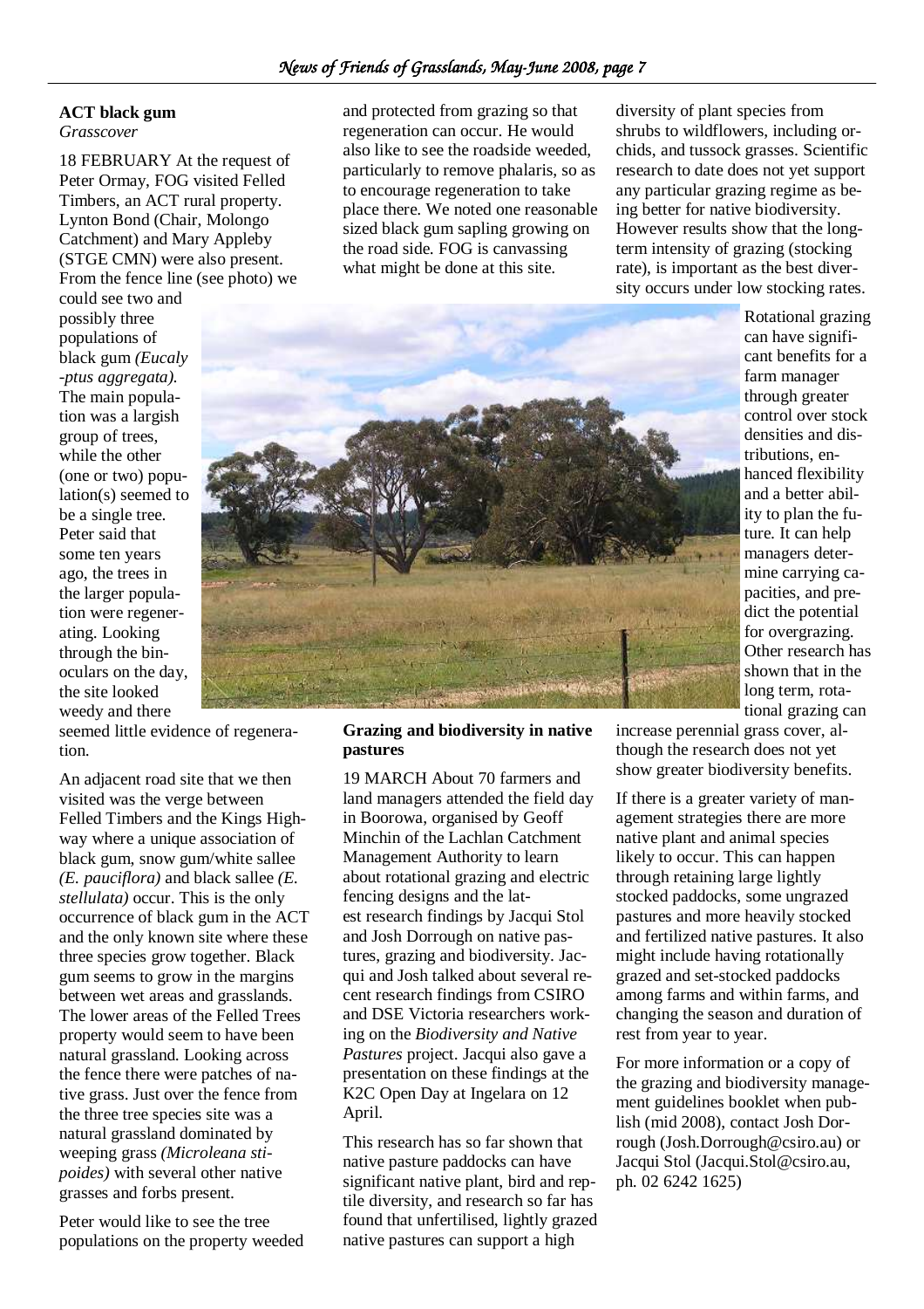## ACT black gum

*Grasscover*

18 FEBRUARY At the request of Peter Ormay, FOG visited Felled Timbers, an ACT rural property. Lynton Bond (Chair, Molongo Catchment) and Mary Appleby (STGE CMN) were also present. From the fence line (see photo) we could see two and possibly three populations of black gum *(Eucalyptus aggregata)*. The main population was a largish group of trees, while the other (one or two) population(s) seemed to be a single tree. Peter said that some ten years ago, the trees in the larger population were regenerating. Looking through the binoculars on the day, the site looked weedy and there seemed little evidence of regeneration.

An adjacent road site that we then visited was the verge between Felled Timbers and the Kings Highway where a unique association of black gum, snow gum/white sallee *(E. pauciflora)* and black sallee *(E. stellulata)* occur. This is the only occurrence of black gum in the ACT and the only known site where these three species grow together. Black gum seems to grow in the margins between wet areas and grasslands. The lower areas of the Felled Trees property would seem to have been natural grassland. Looking across the fence there were patches of native grass. Just over the fence from the three tree species site was a natural grassland dominated by weeping grass *(Microleana stipoides)* with several other native grasses and forbs present.

Peter would like to see the tree populations on the property weeded and protected from grazing so that regeneration can occur. He would also like to see the roadside weeded, particularly to remove phalaris, so as to encourage regeneration to take place there. We noted one reasonable sized black gum sapling growing on the road side. FOG is canvassing what might be done at this site.

## Grazing and biodiversity in native pastures

19 MARCH About 70 farmers and land managers attended the field day in Boorowa, organised by Geoff Minchin of the Lachlan Catchment Management Authority to learn about rotational grazing and electric fencing designs and the latest research findings by Jacqui Stol and Josh Dorrough on native pastures, grazing and biodiversity. Jacqui and Josh talked about several recent research findings from CSIRO and DSE Victoria researchers working on the *Biodiversity and Native Pastures* project. Jacqui also gave a presentation on these findings at the K2C Open Day at Ingelara on 12 April.

This research has so far shown that native pasture paddocks can have significant native plant, bird and reptile diversity, and research so far has found that unfertilised, lightly grazed native pastures can support a high diversity of plant species from shrubs to wildflowers, including orchids, and tussock grasses. Scientific research to date does not yet support any particular grazing regime as being better for native biodiversity. However results show that the long-term intensity of grazing (stocking rate), is important as the best diversity occurs under low stocking rates.

Rotational grazing can have significant benefits for a farm manager through greater control over stock densities and distributions, enhanced flexibility and a better ability to plan the future. It can help managers determine carrying capacities, and predict the potential for overgrazing. Other research has shown that in the long term, rotational grazing can increase perennial grass cover, although the research does not yet show greater biodiversity benefits.

If there is a greater variety of management strategies there are more native plant and animal species likely to occur. This can happen through retaining large lightly stocked paddocks, some ungrazed pastures and more heavily stocked and fertilized native pastures. It also might include having rotationally grazed and set-stocked paddocks among farms and within farms, and changing the season and duration of rest from year to year.

For more information or a copy of the grazing and biodiversity management guidelines booklet when publish (mid 2008), contact Josh Dorrough (Josh.Dorrough@csiro.au) or Jacqui Stol (Jacqui.Stol@csiro.au, ph. 02 6242 1625)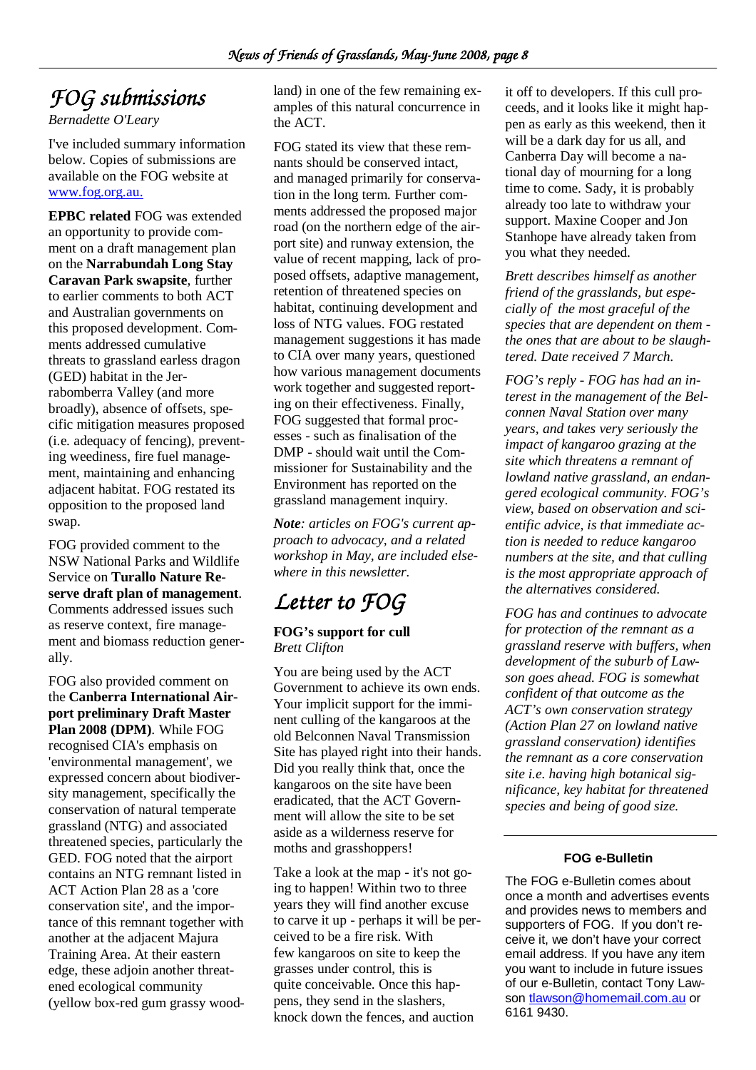# FOG submissions

*Bernadette O'Leary*

I've included summary information below. Copies of submissions are available on the FOG website at www.fog.org.au.

**EPBC related** FOG was extended an opportunity to provide comment on a draft management plan on the **Narrabundah Long Stay Caravan Park swapsite**, further to earlier comments to both ACT and Australian governments on this proposed development. Comments addressed cumulative threats to grassland earless dragon (GED) habitat in the Jerrabomberra Valley (and more broadly), absence of offsets, specific mitigation measures proposed (i.e. adequacy of fencing), preventing weediness, fire fuel management, maintaining and enhancing adjacent habitat. FOG restated its opposition to the proposed land swap.

FOG provided comment to the NSW National Parks and Wildlife Service on **Turallo Nature Reserve draft plan of management**. Comments addressed issues such as reserve context, fire management and biomass reduction generally.

FOG also provided comment on the **Canberra International Airport preliminary Draft Master Plan 2008 (DPM)**. While FOG recognised CIA's emphasis on 'environmental management', we expressed concern about biodiversity management, specifically the conservation of natural temperate grassland (NTG) and associated threatened species, particularly the GED. FOG noted that the airport contains an NTG remnant listed in ACT Action Plan 28 as a 'core conservation site', and the importance of this remnant together with another at the adjacent Majura Training Area. At their eastern edge, these adjoin another threatened ecological community (yellow box-red gum grassy woodland) in one of the few remaining examples of this natural concurrence in the ACT.

FOG stated its view that these remnants should be conserved intact, and managed primarily for conservation in the long term. Further comments addressed the proposed major road (on the northern edge of the airport site) and runway extension, the value of recent mapping, lack of proposed offsets, adaptive management, retention of threatened species on habitat, continuing development and loss of NTG values. FOG restated management suggestions it has made to CIA over many years, questioned how various management documents work together and suggested reporting on their effectiveness. Finally, FOG suggested that formal processes - such as finalisation of the DMP - should wait until the Commissioner for Sustainability and the Environment has reported on the grassland management inquiry.

***Note**: articles on FOG's current approach to advocacy, and a related workshop in May, are included elsewhere in this newsletter.*

# Letter to FOG

**FOG's support for cull**

*Brett Clifton*

You are being used by the ACT Government to achieve its own ends. Your implicit support for the imminent culling of the kangaroos at the old Belconnen Naval Transmission Site has played right into their hands. Did you really think that, once the kangaroos on the site have been eradicated, that the ACT Government will allow the site to be set aside as a wilderness reserve for moths and grasshoppers!

Take a look at the map - it's not going to happen! Within two to three years they will find another excuse to carve it up - perhaps it will be perceived to be a fire risk. With few kangaroos on site to keep the grasses under control, this is quite conceivable. Once this happens, they send in the slashers, knock down the fences, and auction it off to developers. If this cull proceeds, and it looks like it might happen as early as this weekend, then it will be a dark day for us all, and Canberra Day will become a national day of mourning for a long time to come. Sady, it is probably already too late to withdraw your support. Maxine Cooper and Jon Stanhope have already taken from you what they needed.

*Brett describes himself as another friend of the grasslands, but especially of the most graceful of the species that are dependent on them - the ones that are about to be slaughtered. Date received 7 March.*

*FOG's reply - FOG has had an interest in the management of the Belconnen Naval Station over many years, and takes very seriously the impact of kangaroo grazing at the site which threatens a remnant of lowland native grassland, an endangered ecological community. FOG's view, based on observation and scientific advice, is that immediate action is needed to reduce kangaroo numbers at the site, and that culling is the most appropriate approach of the alternatives considered.*

*FOG has and continues to advocate for protection of the remnant as a grassland reserve with buffers, when development of the suburb of Lawson goes ahead. FOG is somewhat confident of that outcome as the ACT's own conservation strategy (Action Plan 27 on lowland native grassland conservation) identifies the remnant as a core conservation site i.e. having high botanical significance, key habitat for threatened species and being of good size.*

---

**FOG e-Bulletin**

The FOG e-Bulletin comes about once a month and advertises events and provides news to members and supporters of FOG. If you don't receive it, we don't have your correct email address. If you have any item you want to include in future issues of our e-Bulletin, contact Tony Lawson tlawson@homemail.com.au or 6161 9430.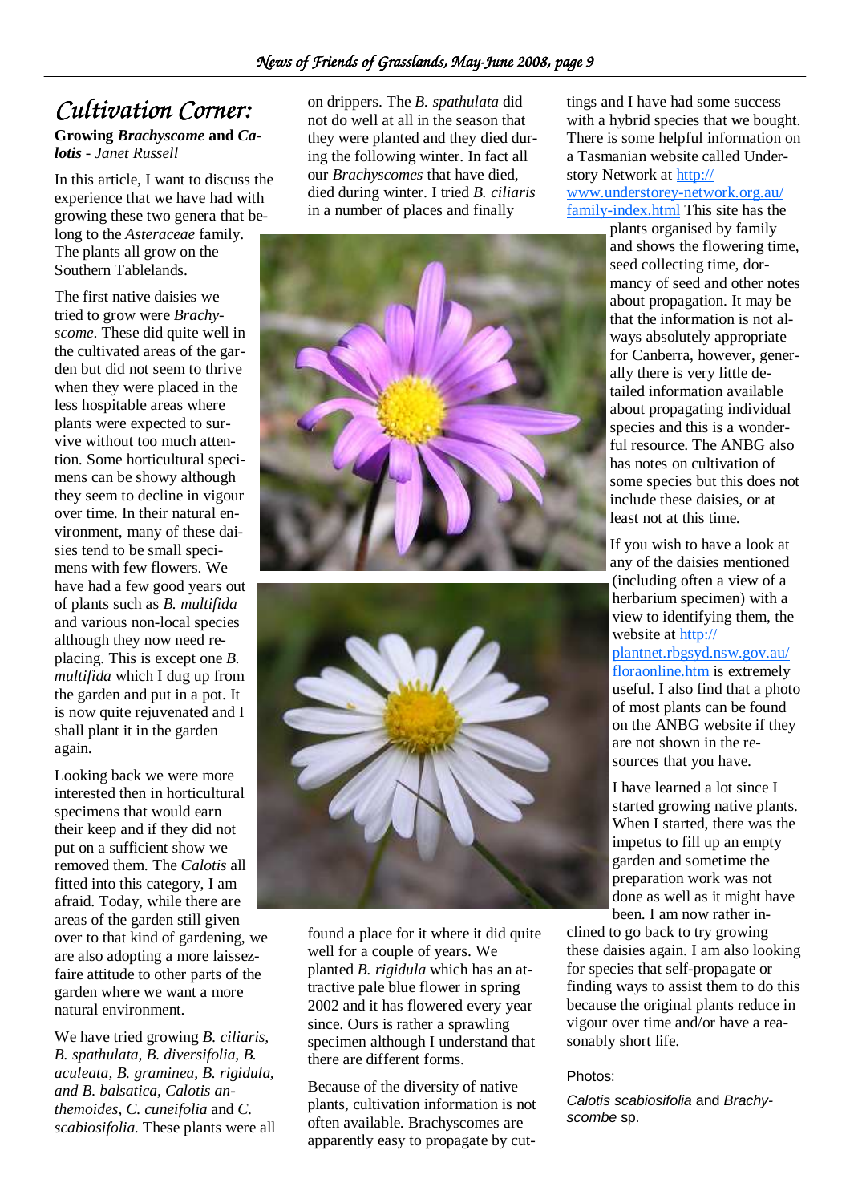# Cultivation Corner:

**Growing *Brachyscome* and *Calotis*** - *Janet Russell*

In this article, I want to discuss the experience that we have had with growing these two genera that belong to the *Asteraceae* family. The plants all grow on the Southern Tablelands.

The first native daisies we tried to grow were *Brachyscome*. These did quite well in the cultivated areas of the garden but did not seem to thrive when they were placed in the less hospitable areas where plants were expected to survive without too much attention. Some horticultural specimens can be showy although they seem to decline in vigour over time. In their natural environment, many of these daisies tend to be small specimens with few flowers. We have had a few good years out of plants such as *B. multifida* and various non-local species although they now need replacing. This is except one *B. multifida* which I dug up from the garden and put in a pot. It is now quite rejuvenated and I shall plant it in the garden again.

Looking back we were more interested then in horticultural specimens that would earn their keep and if they did not put on a sufficient show we removed them. The *Calotis* all fitted into this category, I am afraid. Today, while there are areas of the garden still given over to that kind of gardening, we are also adopting a more laissez-faire attitude to other parts of the garden where we want a more natural environment.

We have tried growing *B. ciliaris, B. spathulata, B. diversifolia, B. aculeata, B. graminea, B. rigidula, and B. balsatica, Calotis anthemoides, C. cuneifolia* and *C. scabiosifolia.* These plants were all on drippers. The *B. spathulata* did not do well at all in the season that they were planted and they died during the following winter. In fact all our *Brachyscomes* that have died, died during winter. I tried *B. ciliaris* in a number of places and finally found a place for it where it did quite well for a couple of years. We planted *B. rigidula* which has an attractive pale blue flower in spring 2002 and it has flowered every year since. Ours is rather a sprawling specimen although I understand that there are different forms.

Because of the diversity of native plants, cultivation information is not often available. Brachyscomes are apparently easy to propagate by cuttings and I have had some success with a hybrid species that we bought. There is some helpful information on a Tasmanian website called Understory Network at http://www.understorey-network.org.au/family-index.html This site has the plants organised by family and shows the flowering time, seed collecting time, dormancy of seed and other notes about propagation. It may be that the information is not always absolutely appropriate for Canberra, however, generally there is very little detailed information available about propagating individual species and this is a wonderful resource. The ANBG also has notes on cultivation of some species but this does not include these daisies, or at least not at this time.

If you wish to have a look at any of the daisies mentioned (including often a view of a herbarium specimen) with a view to identifying them, the website at http://plantnet.rbgsyd.nsw.gov.au/floraonline.htm is extremely useful. I also find that a photo of most plants can be found on the ANBG website if they are not shown in the resources that you have.

I have learned a lot since I started growing native plants. When I started, there was the impetus to fill up an empty garden and sometime the preparation work was not done as well as it might have been. I am now rather inclined to go back to try growing these daisies again. I am also looking for species that self-propagate or finding ways to assist them to do this because the original plants reduce in vigour over time and/or have a reasonably short life.

Photos:

*Calotis scabiosifolia* and *Brachyscombe* sp.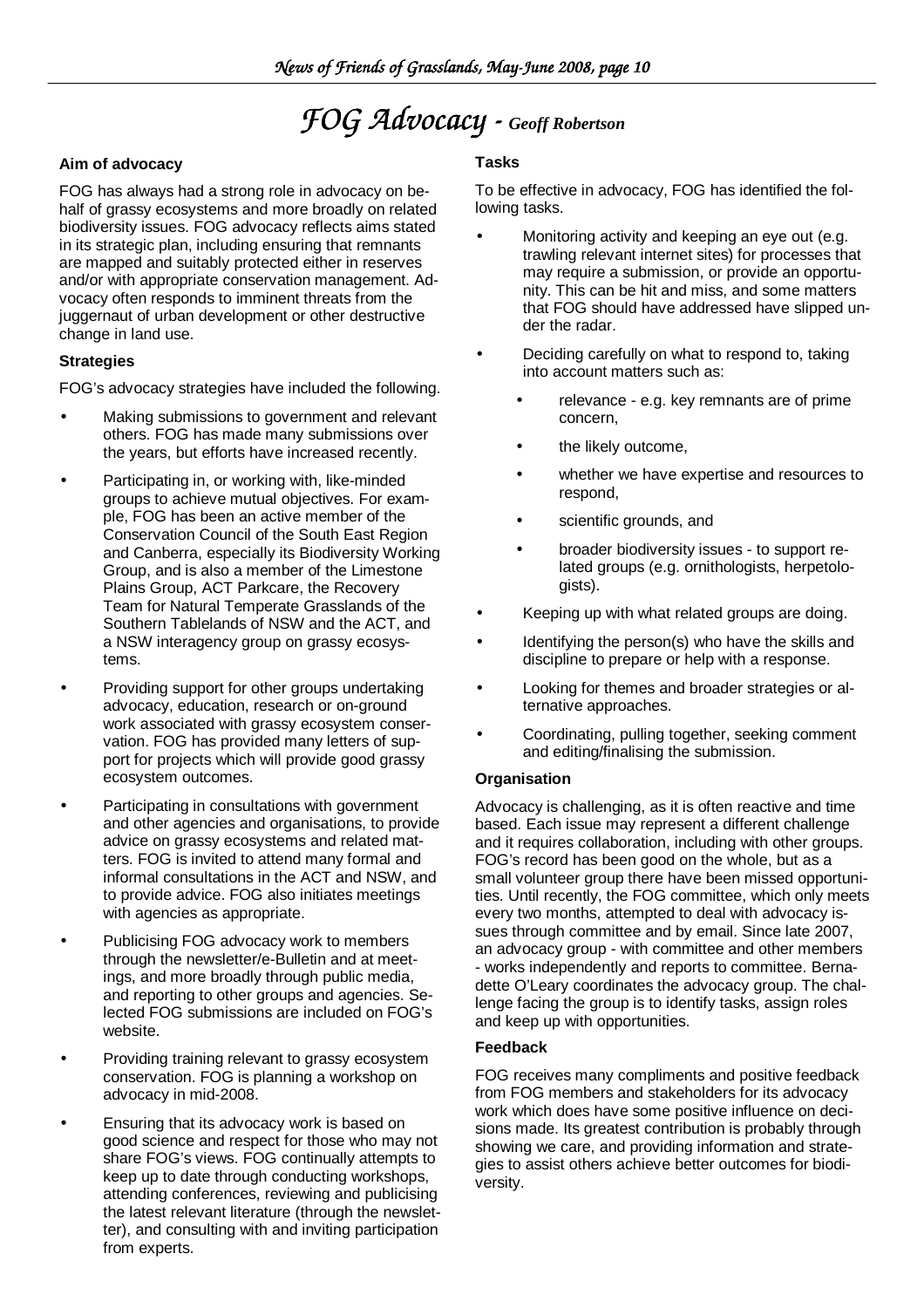# *FOG Advocacy - Geoff Robertson*

### Aim of advocacy

FOG has always had a strong role in advocacy on behalf of grassy ecosystems and more broadly on related biodiversity issues. FOG advocacy reflects aims stated in its strategic plan, including ensuring that remnants are mapped and suitably protected either in reserves and/or with appropriate conservation management. Advocacy often responds to imminent threats from the juggernaut of urban development or other destructive change in land use.

### Strategies

FOG's advocacy strategies have included the following.

- Making submissions to government and relevant others. FOG has made many submissions over the years, but efforts have increased recently.
- Participating in, or working with, like-minded groups to achieve mutual objectives. For example, FOG has been an active member of the Conservation Council of the South East Region and Canberra, especially its Biodiversity Working Group, and is also a member of the Limestone Plains Group, ACT Parkcare, the Recovery Team for Natural Temperate Grasslands of the Southern Tablelands of NSW and the ACT, and a NSW interagency group on grassy ecosystems.
- Providing support for other groups undertaking advocacy, education, research or on-ground work associated with grassy ecosystem conservation. FOG has provided many letters of support for projects which will provide good grassy ecosystem outcomes.
- Participating in consultations with government and other agencies and organisations, to provide advice on grassy ecosystems and related matters. FOG is invited to attend many formal and informal consultations in the ACT and NSW, and to provide advice. FOG also initiates meetings with agencies as appropriate.
- Publicising FOG advocacy work to members through the newsletter/e-Bulletin and at meetings, and more broadly through public media, and reporting to other groups and agencies. Selected FOG submissions are included on FOG's website.
- Providing training relevant to grassy ecosystem conservation. FOG is planning a workshop on advocacy in mid-2008.
- Ensuring that its advocacy work is based on good science and respect for those who may not share FOG's views. FOG continually attempts to keep up to date through conducting workshops, attending conferences, reviewing and publicising the latest relevant literature (through the newsletter), and consulting with and inviting participation from experts.

### Tasks

To be effective in advocacy, FOG has identified the following tasks.

- Monitoring activity and keeping an eye out (e.g. trawling relevant internet sites) for processes that may require a submission, or provide an opportunity. This can be hit and miss, and some matters that FOG should have addressed have slipped under the radar.
- Deciding carefully on what to respond to, taking into account matters such as:
  - relevance - e.g. key remnants are of prime concern,
  - the likely outcome,
  - whether we have expertise and resources to respond,
  - scientific grounds, and
  - broader biodiversity issues - to support related groups (e.g. ornithologists, herpetologists).
- Keeping up with what related groups are doing.
- Identifying the person(s) who have the skills and discipline to prepare or help with a response.
- Looking for themes and broader strategies or alternative approaches.
- Coordinating, pulling together, seeking comment and editing/finalising the submission.

### Organisation

Advocacy is challenging, as it is often reactive and time based. Each issue may represent a different challenge and it requires collaboration, including with other groups. FOG's record has been good on the whole, but as a small volunteer group there have been missed opportunities. Until recently, the FOG committee, which only meets every two months, attempted to deal with advocacy issues through committee and by email. Since late 2007, an advocacy group - with committee and other members - works independently and reports to committee. Bernadette O'Leary coordinates the advocacy group. The challenge facing the group is to identify tasks, assign roles and keep up with opportunities.

### Feedback

FOG receives many compliments and positive feedback from FOG members and stakeholders for its advocacy work which does have some positive influence on decisions made. Its greatest contribution is probably through showing we care, and providing information and strategies to assist others achieve better outcomes for biodiversity.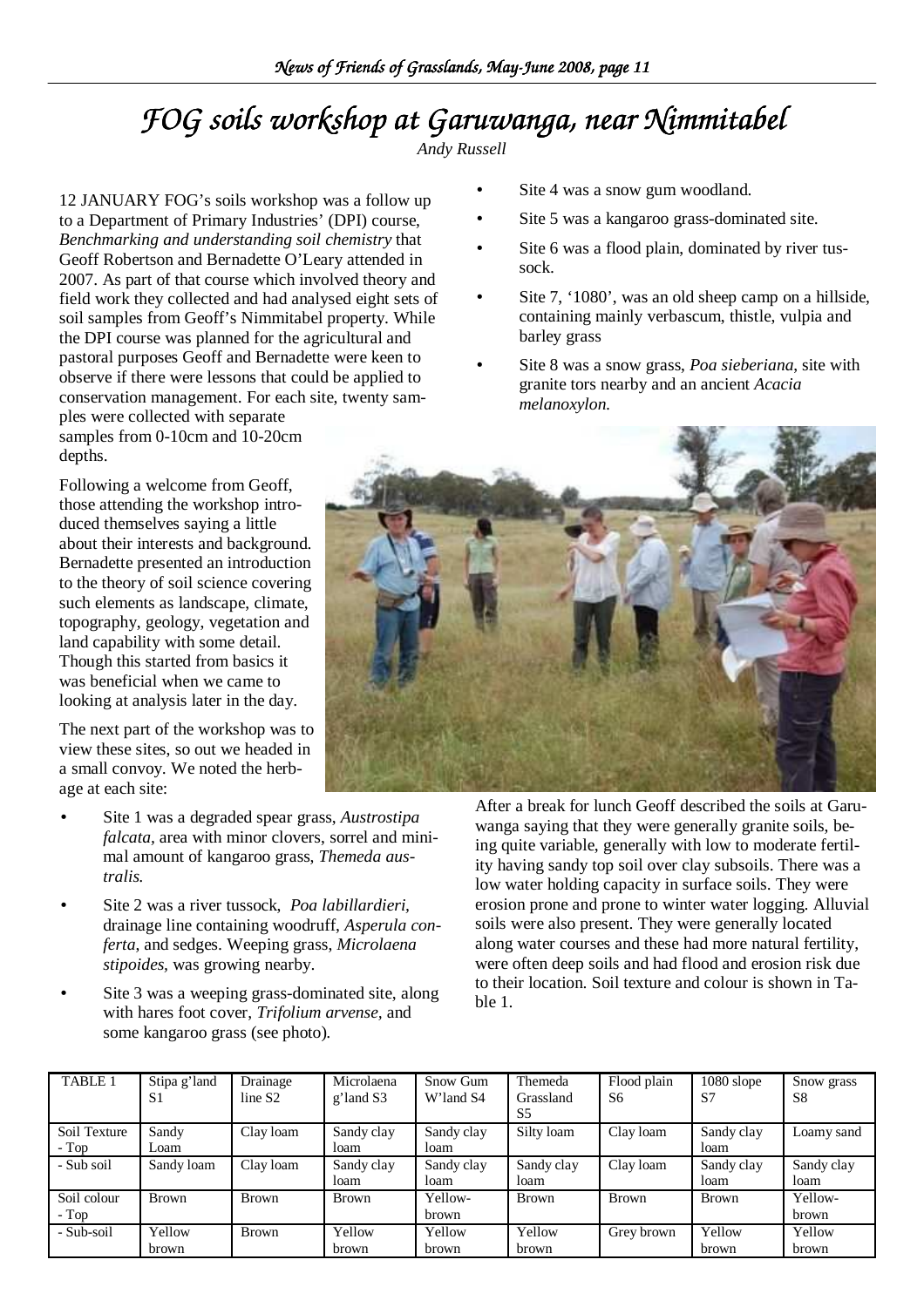# FOG soils workshop at Garuwanga, near Nimmitabel

*Andy Russell*

12 JANUARY FOG's soils workshop was a follow up to a Department of Primary Industries' (DPI) course, *Benchmarking and understanding soil chemistry* that Geoff Robertson and Bernadette O'Leary attended in 2007. As part of that course which involved theory and field work they collected and had analysed eight sets of soil samples from Geoff's Nimmitabel property. While the DPI course was planned for the agricultural and pastoral purposes Geoff and Bernadette were keen to observe if there were lessons that could be applied to conservation management. For each site, twenty samples were collected with separate samples from 0-10cm and 10-20cm depths.

Following a welcome from Geoff, those attending the workshop introduced themselves saying a little about their interests and background. Bernadette presented an introduction to the theory of soil science covering such elements as landscape, climate, topography, geology, vegetation and land capability with some detail. Though this started from basics it was beneficial when we came to looking at analysis later in the day.

The next part of the workshop was to view these sites, so out we headed in a small convoy. We noted the herbage at each site:

- Site 1 was a degraded spear grass, *Austrostipa falcata*, area with minor clovers, sorrel and minimal amount of kangaroo grass, *Themeda australis.*
- Site 2 was a river tussock, *Poa labillardieri,* drainage line containing woodruff, *Asperula conferta*, and sedges. Weeping grass, *Microlaena stipoides*, was growing nearby.
- Site 3 was a weeping grass-dominated site, along with hares foot cover, *Trifolium arvense,* and some kangaroo grass (see photo).
- Site 4 was a snow gum woodland.
- Site 5 was a kangaroo grass-dominated site.
- Site 6 was a flood plain, dominated by river tussock.
- Site 7, '1080', was an old sheep camp on a hillside, containing mainly verbascum, thistle, vulpia and barley grass
- Site 8 was a snow grass, *Poa sieberiana*, site with granite tors nearby and an ancient *Acacia melanoxylon.*

After a break for lunch Geoff described the soils at Garuwanga saying that they were generally granite soils, being quite variable, generally with low to moderate fertility having sandy top soil over clay subsoils. There was a low water holding capacity in surface soils. They were erosion prone and prone to winter water logging. Alluvial soils were also present. They were generally located along water courses and these had more natural fertility, were often deep soils and had flood and erosion risk due to their location. Soil texture and colour is shown in Table 1.

| TABLE 1 | Stipa g'land S1 | Drainage line S2 | Microlaena g'land S3 | Snow Gum W'land S4 | Themeda Grassland S5 | Flood plain S6 | 1080 slope S7 | Snow grass S8 |
|---|---|---|---|---|---|---|---|---|
| Soil Texture - Top | Sandy Loam | Clay loam | Sandy clay loam | Sandy clay loam | Silty loam | Clay loam | Sandy clay loam | Loamy sand |
| - Sub soil | Sandy loam | Clay loam | Sandy clay loam | Sandy clay loam | Sandy clay loam | Clay loam | Sandy clay loam | Sandy clay loam |
| Soil colour - Top | Brown | Brown | Brown | Yellow-brown | Brown | Brown | Brown | Yellow-brown |
| - Sub-soil | Yellow brown | Brown | Yellow brown | Yellow brown | Yellow brown | Grey brown | Yellow brown | Yellow brown |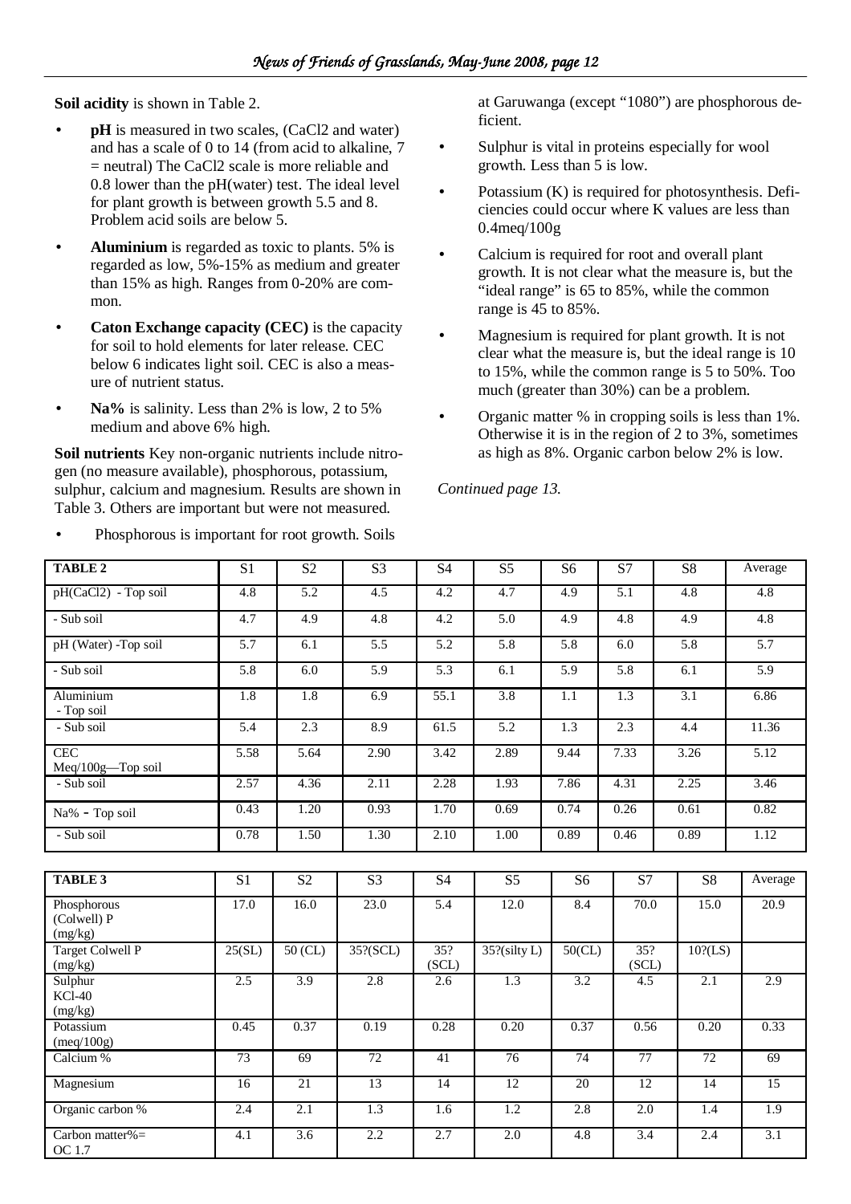**Soil acidity** is shown in Table 2.

- **pH** is measured in two scales, (CaCl2 and water) and has a scale of 0 to 14 (from acid to alkaline, 7 = neutral) The CaCl2 scale is more reliable and 0.8 lower than the pH(water) test. The ideal level for plant growth is between growth 5.5 and 8. Problem acid soils are below 5.
- **Aluminium** is regarded as toxic to plants. 5% is regarded as low, 5%-15% as medium and greater than 15% as high. Ranges from 0-20% are common.
- **Caton Exchange capacity (CEC)** is the capacity for soil to hold elements for later release. CEC below 6 indicates light soil. CEC is also a measure of nutrient status.
- **Na%** is salinity. Less than 2% is low, 2 to 5% medium and above 6% high.

**Soil nutrients** Key non-organic nutrients include nitrogen (no measure available), phosphorous, potassium, sulphur, calcium and magnesium. Results are shown in Table 3. Others are important but were not measured.

- Phosphorous is important for root growth. Soils at Garuwanga (except "1080") are phosphorous deficient.
- Sulphur is vital in proteins especially for wool growth. Less than 5 is low.
- Potassium (K) is required for photosynthesis. Deficiencies could occur where K values are less than 0.4meq/100g
- Calcium is required for root and overall plant growth. It is not clear what the measure is, but the "ideal range" is 65 to 85%, while the common range is 45 to 85%.
- Magnesium is required for plant growth. It is not clear what the measure is, but the ideal range is 10 to 15%, while the common range is 5 to 50%. Too much (greater than 30%) can be a problem.
- Organic matter % in cropping soils is less than 1%. Otherwise it is in the region of 2 to 3%, sometimes as high as 8%. Organic carbon below 2% is low.

*Continued page 13.*

| TABLE 2 | S1 | S2 | S3 | S4 | S5 | S6 | S7 | S8 | Average |
|---|---|---|---|---|---|---|---|---|---|
| pH(CaCl2) - Top soil | 4.8 | 5.2 | 4.5 | 4.2 | 4.7 | 4.9 | 5.1 | 4.8 | 4.8 |
| - Sub soil | 4.7 | 4.9 | 4.8 | 4.2 | 5.0 | 4.9 | 4.8 | 4.9 | 4.8 |
| pH (Water) -Top soil | 5.7 | 6.1 | 5.5 | 5.2 | 5.8 | 5.8 | 6.0 | 5.8 | 5.7 |
| - Sub soil | 5.8 | 6.0 | 5.9 | 5.3 | 6.1 | 5.9 | 5.8 | 6.1 | 5.9 |
| Aluminium - Top soil | 1.8 | 1.8 | 6.9 | 55.1 | 3.8 | 1.1 | 1.3 | 3.1 | 6.86 |
| - Sub soil | 5.4 | 2.3 | 8.9 | 61.5 | 5.2 | 1.3 | 2.3 | 4.4 | 11.36 |
| CEC Meq/100g—Top soil | 5.58 | 5.64 | 2.90 | 3.42 | 2.89 | 9.44 | 7.33 | 3.26 | 5.12 |
| - Sub soil | 2.57 | 4.36 | 2.11 | 2.28 | 1.93 | 7.86 | 4.31 | 2.25 | 3.46 |
| Na% - Top soil | 0.43 | 1.20 | 0.93 | 1.70 | 0.69 | 0.74 | 0.26 | 0.61 | 0.82 |
| - Sub soil | 0.78 | 1.50 | 1.30 | 2.10 | 1.00 | 0.89 | 0.46 | 0.89 | 1.12 |

| TABLE 3 | S1 | S2 | S3 | S4 | S5 | S6 | S7 | S8 | Average |
|---|---|---|---|---|---|---|---|---|---|
| Phosphorous (Colwell) P (mg/kg) | 17.0 | 16.0 | 23.0 | 5.4 | 12.0 | 8.4 | 70.0 | 15.0 | 20.9 |
| Target Colwell P (mg/kg) | 25(SL) | 50 (CL) | 35?(SCL) | 35? (SCL) | 35?(silty L) | 50(CL) | 35? (SCL) | 10?(LS) | |
| Sulphur KCl-40 (mg/kg) | 2.5 | 3.9 | 2.8 | 2.6 | 1.3 | 3.2 | 4.5 | 2.1 | 2.9 |
| Potassium (meq/100g) | 0.45 | 0.37 | 0.19 | 0.28 | 0.20 | 0.37 | 0.56 | 0.20 | 0.33 |
| Calcium % | 73 | 69 | 72 | 41 | 76 | 74 | 77 | 72 | 69 |
| Magnesium | 16 | 21 | 13 | 14 | 12 | 20 | 12 | 14 | 15 |
| Organic carbon % | 2.4 | 2.1 | 1.3 | 1.6 | 1.2 | 2.8 | 2.0 | 1.4 | 1.9 |
| Carbon matter%= OC 1.7 | 4.1 | 3.6 | 2.2 | 2.7 | 2.0 | 4.8 | 3.4 | 2.4 | 3.1 |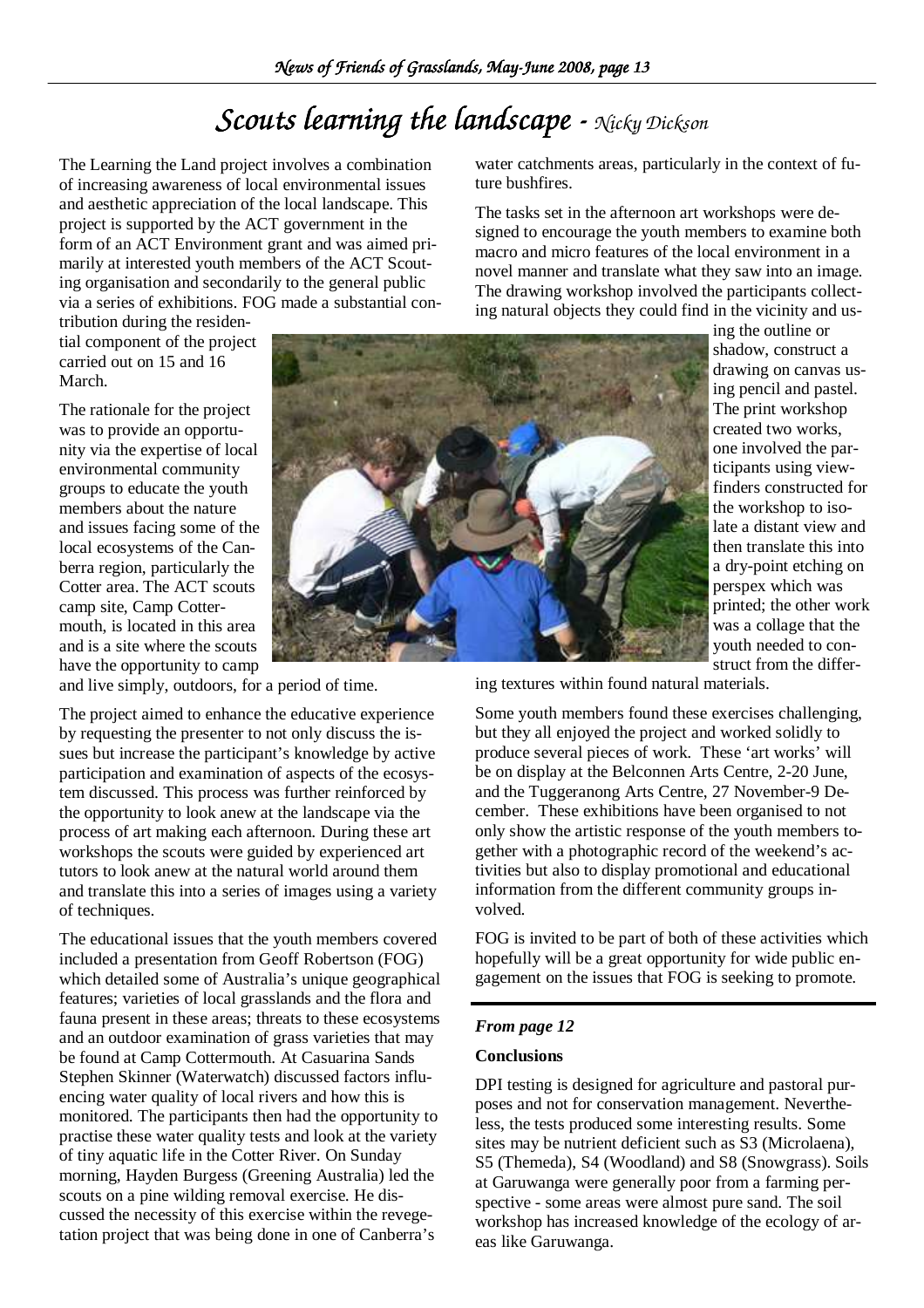# Scouts learning the landscape - *Nicky Dickson*

The Learning the Land project involves a combination of increasing awareness of local environmental issues and aesthetic appreciation of the local landscape. This project is supported by the ACT government in the form of an ACT Environment grant and was aimed primarily at interested youth members of the ACT Scouting organisation and secondarily to the general public via a series of exhibitions. FOG made a substantial contribution during the residential component of the project carried out on 15 and 16 March.

The rationale for the project was to provide an opportunity via the expertise of local environmental community groups to educate the youth members about the nature and issues facing some of the local ecosystems of the Canberra region, particularly the Cotter area. The ACT scouts camp site, Camp Cottermouth, is located in this area and is a site where the scouts have the opportunity to camp and live simply, outdoors, for a period of time.

The project aimed to enhance the educative experience by requesting the presenter to not only discuss the issues but increase the participant's knowledge by active participation and examination of aspects of the ecosystem discussed. This process was further reinforced by the opportunity to look anew at the landscape via the process of art making each afternoon. During these art workshops the scouts were guided by experienced art tutors to look anew at the natural world around them and translate this into a series of images using a variety of techniques.

The educational issues that the youth members covered included a presentation from Geoff Robertson (FOG) which detailed some of Australia's unique geographical features; varieties of local grasslands and the flora and fauna present in these areas; threats to these ecosystems and an outdoor examination of grass varieties that may be found at Camp Cottermouth. At Casuarina Sands Stephen Skinner (Waterwatch) discussed factors influencing water quality of local rivers and how this is monitored. The participants then had the opportunity to practise these water quality tests and look at the variety of tiny aquatic life in the Cotter River. On Sunday morning, Hayden Burgess (Greening Australia) led the scouts on a pine wilding removal exercise. He discussed the necessity of this exercise within the revegetation project that was being done in one of Canberra's water catchments areas, particularly in the context of future bushfires.

The tasks set in the afternoon art workshops were designed to encourage the youth members to examine both macro and micro features of the local environment in a novel manner and translate what they saw into an image. The drawing workshop involved the participants collecting natural objects they could find in the vicinity and using the outline or shadow, construct a drawing on canvas using pencil and pastel. The print workshop created two works, one involved the participants using viewfinders constructed for the workshop to isolate a distant view and then translate this into a dry-point etching on perspex which was printed; the other work was a collage that the youth needed to construct from the differing textures within found natural materials.

Some youth members found these exercises challenging, but they all enjoyed the project and worked solidly to produce several pieces of work. These 'art works' will be on display at the Belconnen Arts Centre, 2-20 June, and the Tuggeranong Arts Centre, 27 November-9 December. These exhibitions have been organised to not only show the artistic response of the youth members together with a photographic record of the weekend's activities but also to display promotional and educational information from the different community groups involved.

FOG is invited to be part of both of these activities which hopefully will be a great opportunity for wide public engagement on the issues that FOG is seeking to promote.

---

***From page 12***

**Conclusions**

DPI testing is designed for agriculture and pastoral purposes and not for conservation management. Nevertheless, the tests produced some interesting results. Some sites may be nutrient deficient such as S3 (Microlaena), S5 (Themeda), S4 (Woodland) and S8 (Snowgrass). Soils at Garuwanga were generally poor from a farming perspective - some areas were almost pure sand. The soil workshop has increased knowledge of the ecology of areas like Garuwanga.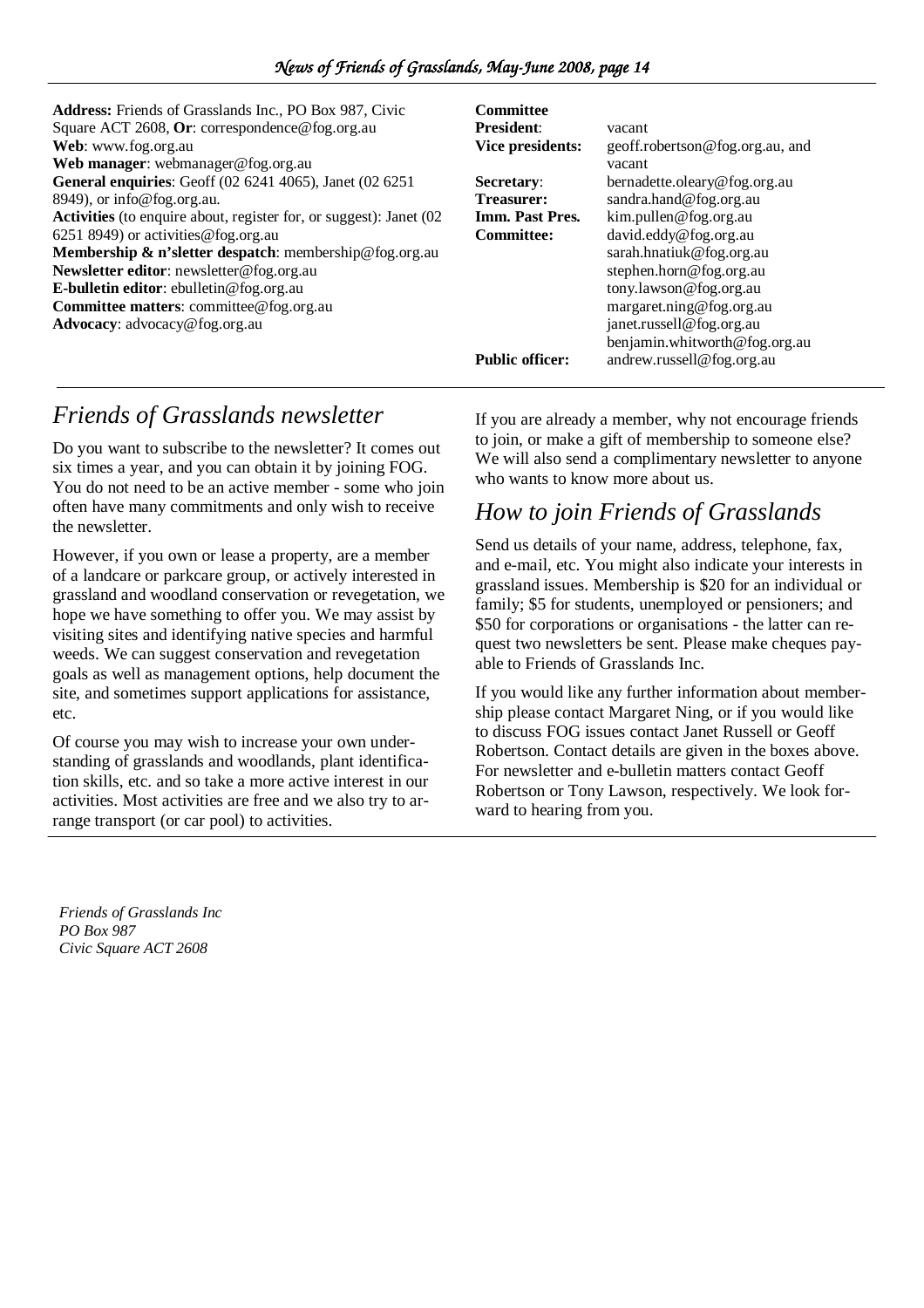**Address:** Friends of Grasslands Inc., PO Box 987, Civic Square ACT 2608, **Or**: correspondence@fog.org.au
**Web**: www.fog.org.au
**Web manager**: webmanager@fog.org.au
**General enquiries**: Geoff (02 6241 4065), Janet (02 6251 8949), or info@fog.org.au.
**Activities** (to enquire about, register for, or suggest): Janet (02 6251 8949) or activities@fog.org.au
**Membership & n'sletter despatch**: membership@fog.org.au
**Newsletter editor**: newsletter@fog.org.au
**E-bulletin editor**: ebulletin@fog.org.au
**Committee matters**: committee@fog.org.au
**Advocacy**: advocacy@fog.org.au

| **Committee** | |
|---|---|
| **President**: | vacant |
| **Vice presidents:** | geoff.robertson@fog.org.au, and vacant |
| **Secretary**: | bernadette.oleary@fog.org.au |
| **Treasurer:** | sandra.hand@fog.org.au |
| **Imm. Past Pres.** | kim.pullen@fog.org.au |
| **Committee:** | david.eddy@fog.org.au |
| | sarah.hnatiuk@fog.org.au |
| | stephen.horn@fog.org.au |
| | tony.lawson@fog.org.au |
| | margaret.ning@fog.org.au |
| | janet.russell@fog.org.au |
| | benjamin.whitworth@fog.org.au |
| **Public officer:** | andrew.russell@fog.org.au |

## *Friends of Grasslands newsletter*

Do you want to subscribe to the newsletter? It comes out six times a year, and you can obtain it by joining FOG. You do not need to be an active member - some who join often have many commitments and only wish to receive the newsletter.

However, if you own or lease a property, are a member of a landcare or parkcare group, or actively interested in grassland and woodland conservation or revegetation, we hope we have something to offer you. We may assist by visiting sites and identifying native species and harmful weeds. We can suggest conservation and revegetation goals as well as management options, help document the site, and sometimes support applications for assistance, etc.

Of course you may wish to increase your own understanding of grasslands and woodlands, plant identification skills, etc. and so take a more active interest in our activities. Most activities are free and we also try to arrange transport (or car pool) to activities.

If you are already a member, why not encourage friends to join, or make a gift of membership to someone else? We will also send a complimentary newsletter to anyone who wants to know more about us.

## *How to join Friends of Grasslands*

Send us details of your name, address, telephone, fax, and e-mail, etc. You might also indicate your interests in grassland issues. Membership is $20 for an individual or family; $5 for students, unemployed or pensioners; and $50 for corporations or organisations - the latter can request two newsletters be sent. Please make cheques payable to Friends of Grasslands Inc.

If you would like any further information about membership please contact Margaret Ning, or if you would like to discuss FOG issues contact Janet Russell or Geoff Robertson. Contact details are given in the boxes above. For newsletter and e-bulletin matters contact Geoff Robertson or Tony Lawson, respectively. We look forward to hearing from you.

*Friends of Grasslands Inc*
*PO Box 987*
*Civic Square ACT 2608*